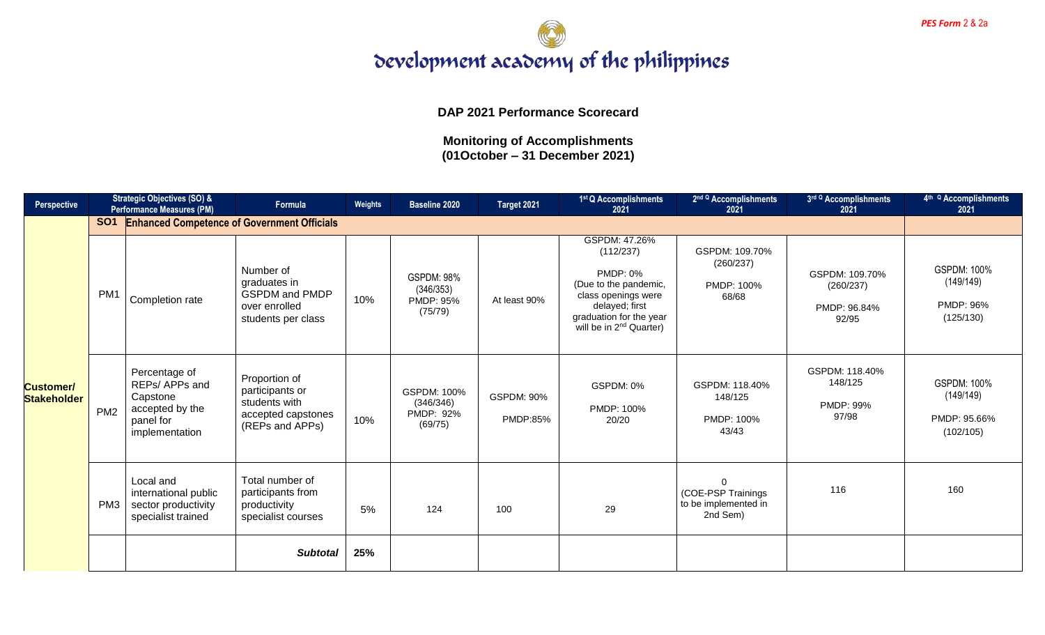*PES Form* 2 & 2a

# development academy of the philippines

**DAP 2021 Performance Scorecard**

**Monitoring of Accomplishments**
**(01October – 31 December 2021)**

| Perspective | Strategic Objectives (SO) & Performance Measures (PM) | | Formula | Weights | Baseline 2020 | Target 2021 | 1st Q Accomplishments 2021 | 2nd Q Accomplishments 2021 | 3rd Q Accomplishments 2021 | 4th Q Accomplishments 2021 |
|---|---|---|---|---|---|---|---|---|---|---|
| Customer/ Stakeholder | **SO1** | **Enhanced Competence of Government Officials** | | | | | | | | |
| | PM1 | Completion rate | Number of graduates in GSPDM and PMDP over enrolled students per class | 10% | GSPDM: 98% (346/353) PMDP: 95% (75/79) | At least 90% | GSPDM: 47.26% (112/237) PMDP: 0% (Due to the pandemic, class openings were delayed; first graduation for the year will be in 2nd Quarter) | GSPDM: 109.70% (260/237) PMDP: 100% 68/68 | GSPDM: 109.70% (260/237) PMDP: 96.84% 92/95 | GSPDM: 100% (149/149) PMDP: 96% (125/130) |
| | PM2 | Percentage of REPs/ APPs and Capstone accepted by the panel for implementation | Proportion of participants or students with accepted capstones (REPs and APPs) | 10% | GSPDM: 100% (346/346) PMDP: 92% (69/75) | GSPDM: 90% PMDP:85% | GSPDM: 0% PMDP: 100% 20/20 | GSPDM: 118.40% 148/125 PMDP: 100% 43/43 | GSPDM: 118.40% 148/125 PMDP: 99% 97/98 | GSPDM: 100% (149/149) PMDP: 95.66% (102/105) |
| | PM3 | Local and international public sector productivity specialist trained | Total number of participants from productivity specialist courses | 5% | 124 | 100 | 29 | 0 (COE-PSP Trainings to be implemented in 2nd Sem) | 116 | 160 |
| | | | ***Subtotal*** | **25%** | | | | | | |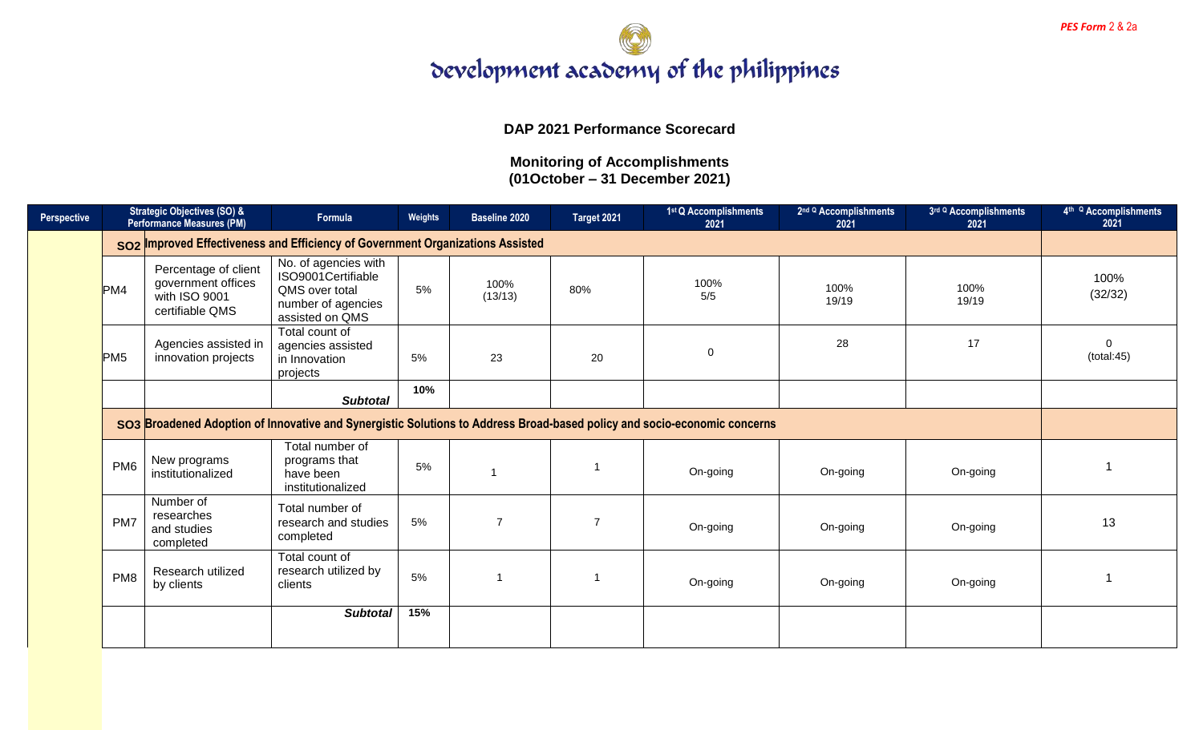PES Form 2 & 2a

development academy of the philippines

**DAP 2021 Performance Scorecard**

**Monitoring of Accomplishments**
**(01October – 31 December 2021)**

| Perspective | Strategic Objectives (SO) & Performance Measures (PM) | | Formula | Weights | Baseline 2020 | Target 2021 | 1st Q Accomplishments 2021 | 2nd Q Accomplishments 2021 | 3rd Q Accomplishments 2021 | 4th Q Accomplishments 2021 |
|---|---|---|---|---|---|---|---|---|---|---|
| | **SO2** | **Improved Effectiveness and Efficiency of Government Organizations Assisted** | | | | | | | | |
| | PM4 | Percentage of client government offices with ISO 9001 certifiable QMS | No. of agencies with ISO9001Certifiable QMS over total number of agencies assisted on QMS | 5% | 100% (13/13) | 80% | 100% 5/5 | 100% 19/19 | 100% 19/19 | 100% (32/32) |
| | PM5 | Agencies assisted in innovation projects | Total count of agencies assisted in Innovation projects | 5% | 23 | 20 | 0 | 28 | 17 | 0 (total:45) |
| | | | ***Subtotal*** | **10%** | | | | | | |
| | **SO3** | **Broadened Adoption of Innovative and Synergistic Solutions to Address Broad-based policy and socio-economic concerns** | | | | | | | | |
| | PM6 | New programs institutionalized | Total number of programs that have been institutionalized | 5% | 1 | 1 | On-going | On-going | On-going | 1 |
| | PM7 | Number of researches and studies completed | Total number of research and studies completed | 5% | 7 | 7 | On-going | On-going | On-going | 13 |
| | PM8 | Research utilized by clients | Total count of research utilized by clients | 5% | 1 | 1 | On-going | On-going | On-going | 1 |
| | | | ***Subtotal*** | **15%** | | | | | | |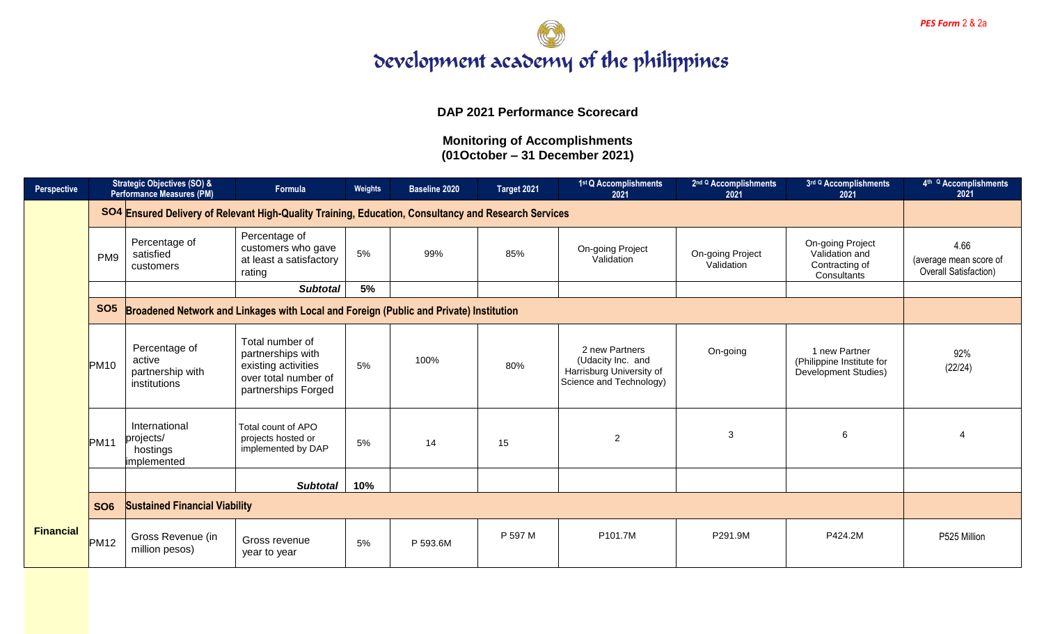*PES Form* 2 & 2a

# development academy of the philippines

## DAP 2021 Performance Scorecard

### Monitoring of Accomplishments
### (01October – 31 December 2021)

| Perspective | Strategic Objectives (SO) & Performance Measures (PM) | | Formula | Weights | Baseline 2020 | Target 2021 | 1st Q Accomplishments 2021 | 2nd Q Accomplishments 2021 | 3rd Q Accomplishments 2021 | 4th Q Accomplishments 2021 |
|---|---|---|---|---|---|---|---|---|---|---|
| | SO4 | Ensured Delivery of Relevant High-Quality Training, Education, Consultancy and Research Services | | | | | | | | |
| | PM9 | Percentage of satisfied customers | Percentage of customers who gave at least a satisfactory rating | 5% | 99% | 85% | On-going Project Validation | On-going Project Validation | On-going Project Validation and Contracting of Consultants | 4.66 (average mean score of Overall Satisfaction) |
| | | | *Subtotal* | 5% | | | | | | |
| | SO5 | Broadened Network and Linkages with Local and Foreign (Public and Private) Institution | | | | | | | | |
| | PM10 | Percentage of active partnership with institutions | Total number of partnerships with existing activities over total number of partnerships Forged | 5% | 100% | 80% | 2 new Partners (Udacity Inc. and Harrisburg University of Science and Technology) | On-going | 1 new Partner (Philippine Institute for Development Studies) | 92% (22/24) |
| | PM11 | International projects/ hostings implemented | Total count of APO projects hosted or implemented by DAP | 5% | 14 | 15 | 2 | 3 | 6 | 4 |
| | | | *Subtotal* | 10% | | | | | | |
| | SO6 | Sustained Financial Viability | | | | | | | | |
| Financial | PM12 | Gross Revenue (in million pesos) | Gross revenue year to year | 5% | P 593.6M | P 597 M | P101.7M | P291.9M | P424.2M | P525 Million |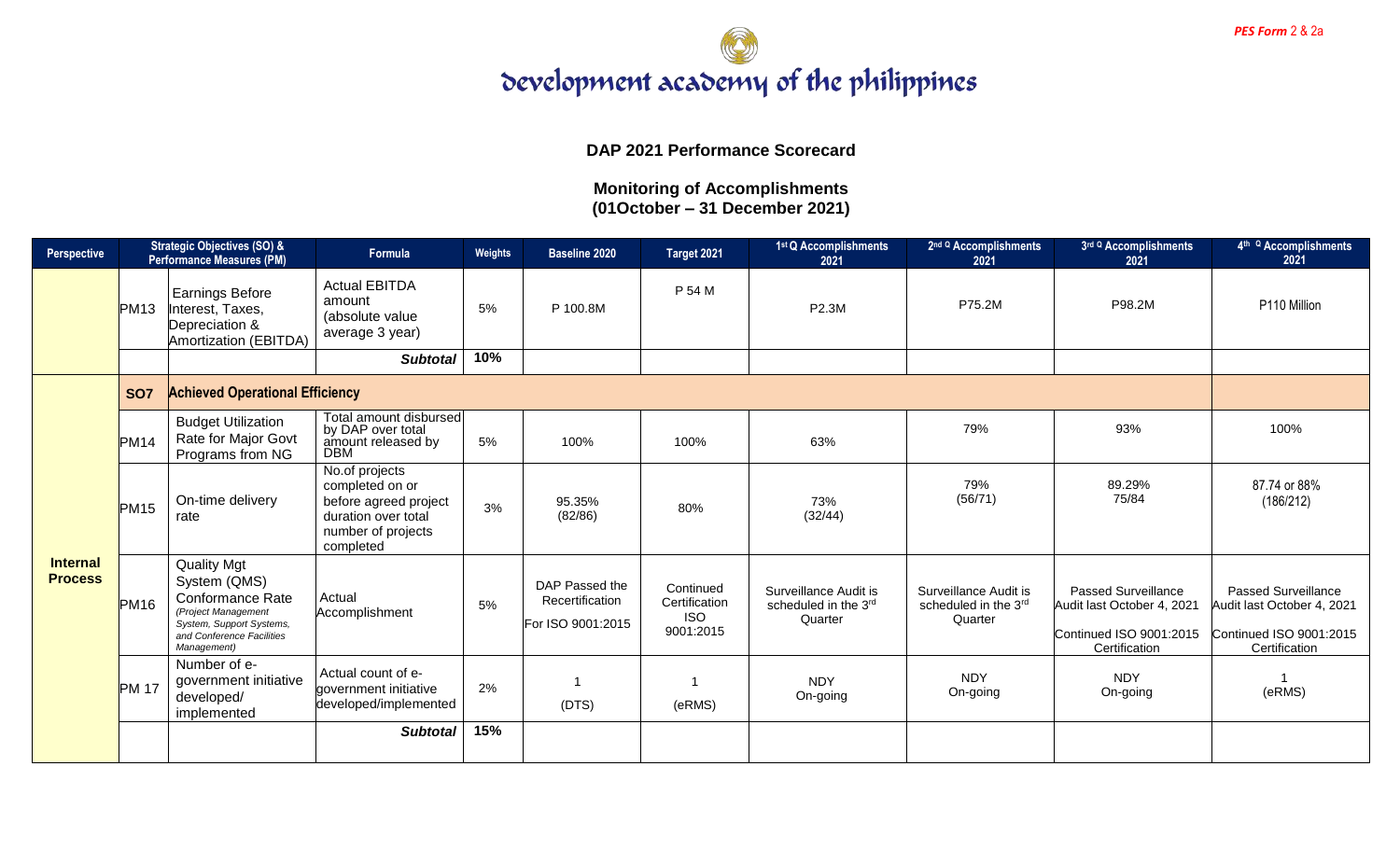PES Form 2 & 2a

# development academy of the philippines

## DAP 2021 Performance Scorecard

### Monitoring of Accomplishments
### (01October – 31 December 2021)

| Perspective | Strategic Objectives (SO) & Performance Measures (PM) | | Formula | Weights | Baseline 2020 | Target 2021 | 1st Q Accomplishments 2021 | 2nd Q Accomplishments 2021 | 3rd Q Accomplishments 2021 | 4th Q Accomplishments 2021 |
|---|---|---|---|---|---|---|---|---|---|---|
| | PM13 | Earnings Before Interest, Taxes, Depreciation & Amortization (EBITDA) | Actual EBITDA amount (absolute value average 3 year) | 5% | P 100.8M | P 54 M | P2.3M | P75.2M | P98.2M | P110 Million |
| | | | ***Subtotal*** | **10%** | | | | | | |
| **Internal Process** | **SO7** | **Achieved Operational Efficiency** | | | | | | | | |
| | PM14 | Budget Utilization Rate for Major Govt Programs from NG | Total amount disbursed by DAP over total amount released by DBM | 5% | 100% | 100% | 63% | 79% | 93% | 100% |
| | PM15 | On-time delivery rate | No.of projects completed on or before agreed project duration over total number of projects completed | 3% | 95.35% (82/86) | 80% | 73% (32/44) | 79% (56/71) | 89.29% 75/84 | 87.74 or 88% (186/212) |
| | PM16 | Quality Mgt System (QMS) Conformance Rate *(Project Management System, Support Systems, and Conference Facilities Management)* | Actual Accomplishment | 5% | DAP Passed the Recertification For ISO 9001:2015 | Continued Certification ISO 9001:2015 | Surveillance Audit is scheduled in the 3rd Quarter | Surveillance Audit is scheduled in the 3rd Quarter | Passed Surveillance Audit last October 4, 2021 Continued ISO 9001:2015 Certification | Passed Surveillance Audit last October 4, 2021 Continued ISO 9001:2015 Certification |
| | PM 17 | Number of e-government initiative developed/ implemented | Actual count of e-government initiative developed/implemented | 2% | 1 (DTS) | 1 (eRMS) | NDY On-going | NDY On-going | NDY On-going | 1 (eRMS) |
| | | | ***Subtotal*** | **15%** | | | | | | |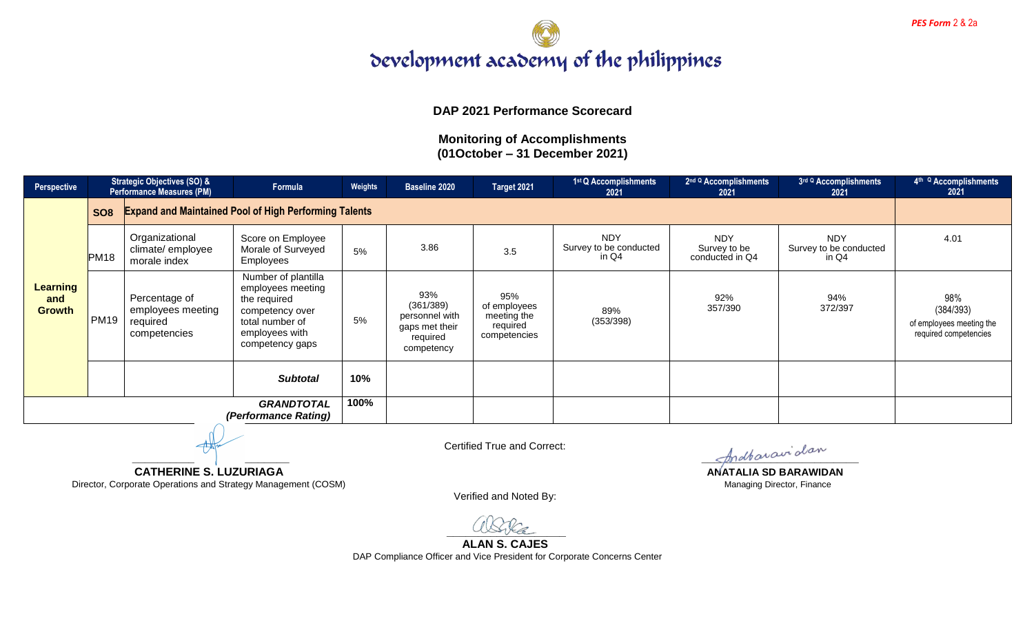PES Form 2 & 2a

# development academy of the philippines

## DAP 2021 Performance Scorecard

### Monitoring of Accomplishments (01October – 31 December 2021)

| Perspective | Strategic Objectives (SO) & Performance Measures (PM) | | Formula | Weights | Baseline 2020 | Target 2021 | 1st Q Accomplishments 2021 | 2nd Q Accomplishments 2021 | 3rd Q Accomplishments 2021 | 4th Q Accomplishments 2021 |
|---|---|---|---|---|---|---|---|---|---|---|
| Learning and Growth | SO8 | Expand and Maintained Pool of High Performing Talents | | | | | | | | |
| | PM18 | Organizational climate/ employee morale index | Score on Employee Morale of Surveyed Employees | 5% | 3.86 | 3.5 | NDY Survey to be conducted in Q4 | NDY Survey to be conducted in Q4 | NDY Survey to be conducted in Q4 | 4.01 |
| | PM19 | Percentage of employees meeting required competencies | Number of plantilla employees meeting the required competency over total number of employees with competency gaps | 5% | 93% (361/389) personnel with gaps met their required competency | 95% of employees meeting the required competencies | 89% (353/398) | 92% 357/390 | 94% 372/397 | 98% (384/393) of employees meeting the required competencies |
| | | | *Subtotal* | 10% | | | | | | |
| | | | *GRANDTOTAL (Performance Rating)* | 100% | | | | | | |

**CATHERINE S. LUZURIAGA**
Director, Corporate Operations and Strategy Management (COSM)

Certified True and Correct:

**ANATALIA SD BARAWIDAN**
Managing Director, Finance

Verified and Noted By:

**ALAN S. CAJES**
DAP Compliance Officer and Vice President for Corporate Concerns Center